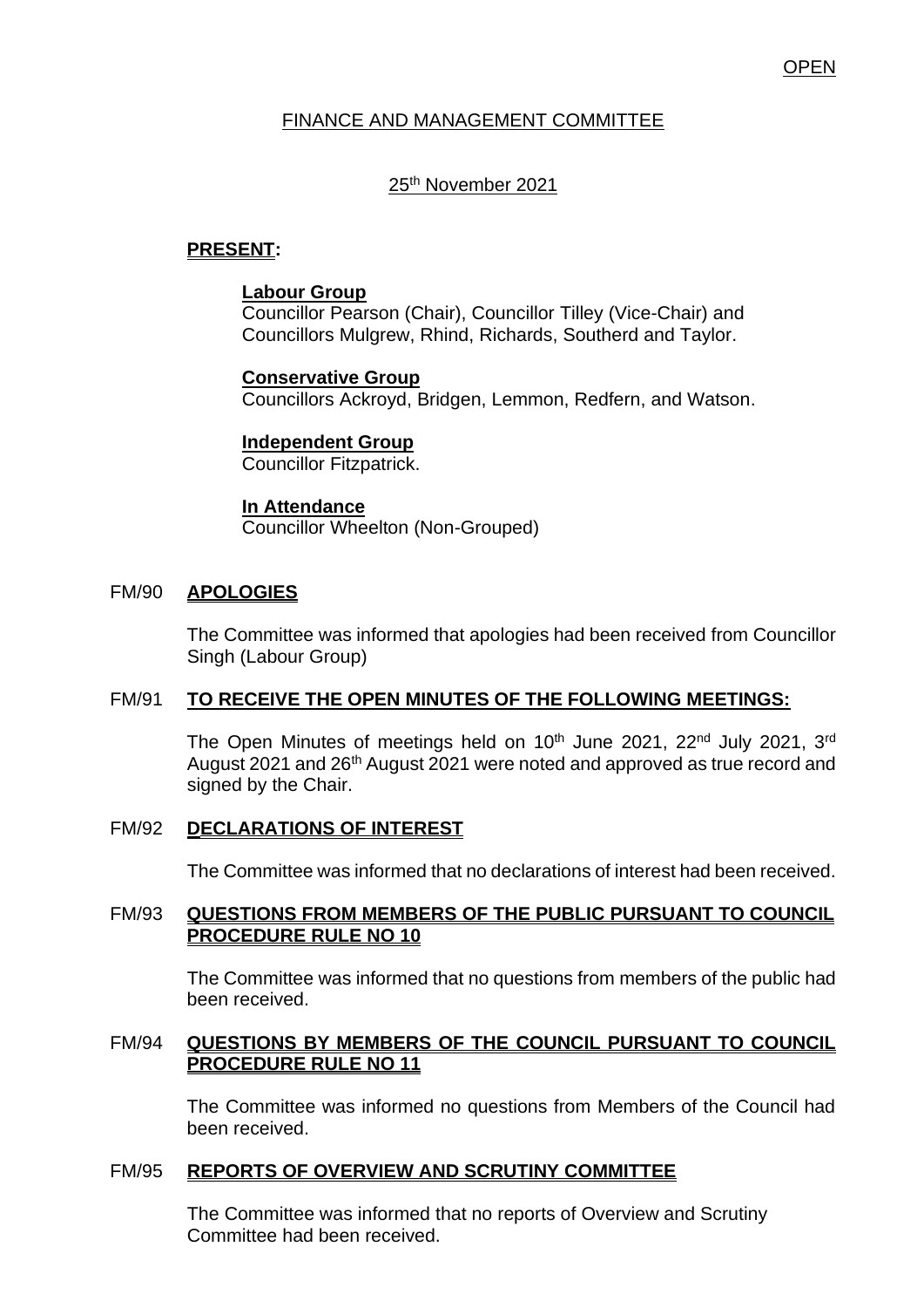OPEN

# FINANCE AND MANAGEMENT COMMITTEE

25th November 2021

**PRESENT:**

**Labour Group**
Councillor Pearson (Chair), Councillor Tilley (Vice-Chair) and Councillors Mulgrew, Rhind, Richards, Southerd and Taylor.

**Conservative Group**
Councillors Ackroyd, Bridgen, Lemmon, Redfern, and Watson.

**Independent Group**
Councillor Fitzpatrick.

**In Attendance**
Councillor Wheelton (Non-Grouped)

## FM/90 APOLOGIES

The Committee was informed that apologies had been received from Councillor Singh (Labour Group)

## FM/91 TO RECEIVE THE OPEN MINUTES OF THE FOLLOWING MEETINGS:

The Open Minutes of meetings held on 10th June 2021, 22nd July 2021, 3rd August 2021 and 26th August 2021 were noted and approved as true record and signed by the Chair.

## FM/92 DECLARATIONS OF INTEREST

The Committee was informed that no declarations of interest had been received.

## FM/93 QUESTIONS FROM MEMBERS OF THE PUBLIC PURSUANT TO COUNCIL PROCEDURE RULE NO 10

The Committee was informed that no questions from members of the public had been received.

## FM/94 QUESTIONS BY MEMBERS OF THE COUNCIL PURSUANT TO COUNCIL PROCEDURE RULE NO 11

The Committee was informed no questions from Members of the Council had been received.

## FM/95 REPORTS OF OVERVIEW AND SCRUTINY COMMITTEE

The Committee was informed that no reports of Overview and Scrutiny Committee had been received.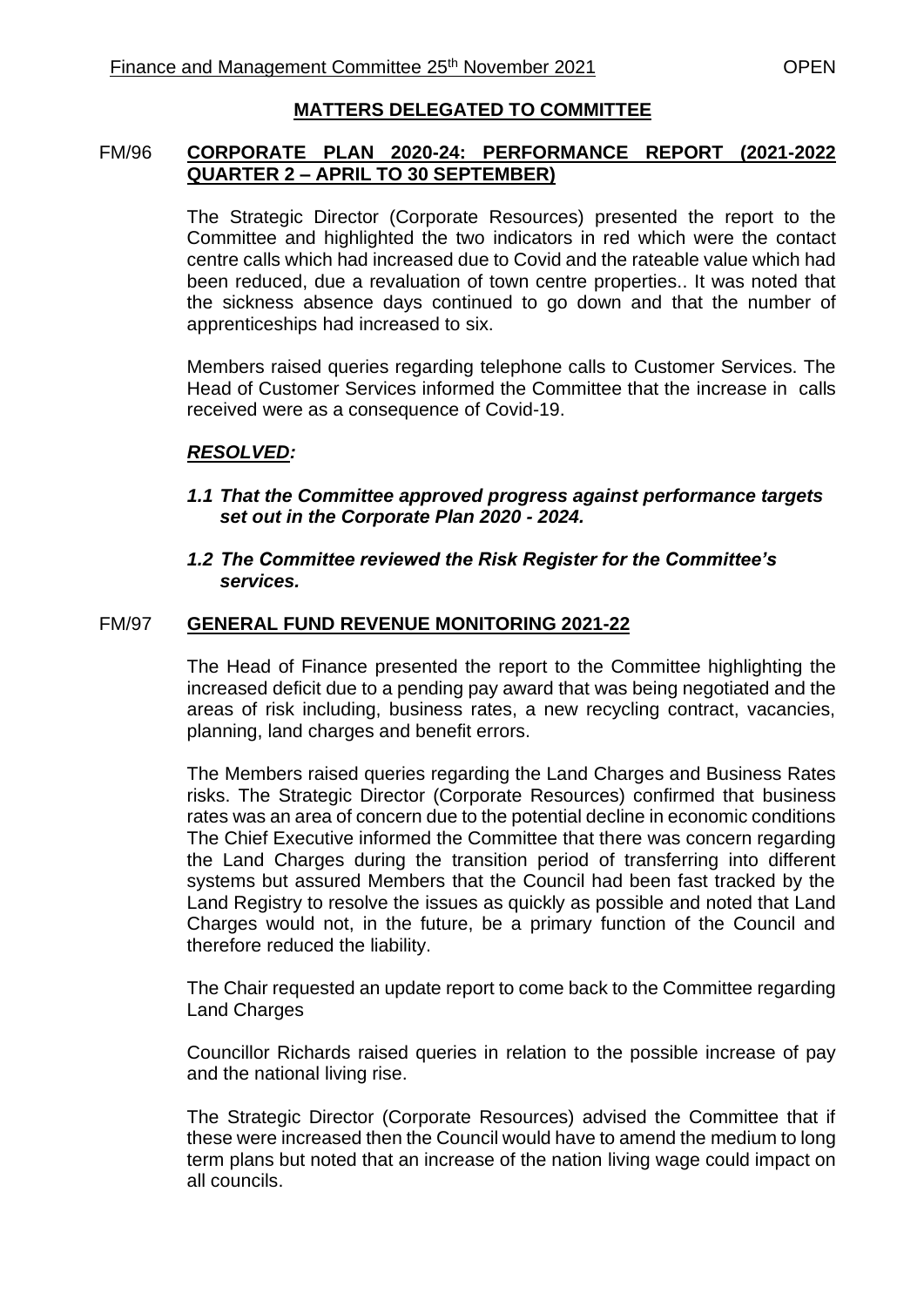## MATTERS DELEGATED TO COMMITTEE

### FM/96 CORPORATE PLAN 2020-24: PERFORMANCE REPORT (2021-2022 QUARTER 2 – APRIL TO 30 SEPTEMBER)

The Strategic Director (Corporate Resources) presented the report to the Committee and highlighted the two indicators in red which were the contact centre calls which had increased due to Covid and the rateable value which had been reduced, due a revaluation of town centre properties.. It was noted that the sickness absence days continued to go down and that the number of apprenticeships had increased to six.

Members raised queries regarding telephone calls to Customer Services. The Head of Customer Services informed the Committee that the increase in calls received were as a consequence of Covid-19.

***RESOLVED:***

***1.1 That the Committee approved progress against performance targets set out in the Corporate Plan 2020 - 2024.***

***1.2 The Committee reviewed the Risk Register for the Committee's services.***

### FM/97 GENERAL FUND REVENUE MONITORING 2021-22

The Head of Finance presented the report to the Committee highlighting the increased deficit due to a pending pay award that was being negotiated and the areas of risk including, business rates, a new recycling contract, vacancies, planning, land charges and benefit errors.

The Members raised queries regarding the Land Charges and Business Rates risks. The Strategic Director (Corporate Resources) confirmed that business rates was an area of concern due to the potential decline in economic conditions The Chief Executive informed the Committee that there was concern regarding the Land Charges during the transition period of transferring into different systems but assured Members that the Council had been fast tracked by the Land Registry to resolve the issues as quickly as possible and noted that Land Charges would not, in the future, be a primary function of the Council and therefore reduced the liability.

The Chair requested an update report to come back to the Committee regarding Land Charges

Councillor Richards raised queries in relation to the possible increase of pay and the national living rise.

The Strategic Director (Corporate Resources) advised the Committee that if these were increased then the Council would have to amend the medium to long term plans but noted that an increase of the nation living wage could impact on all councils.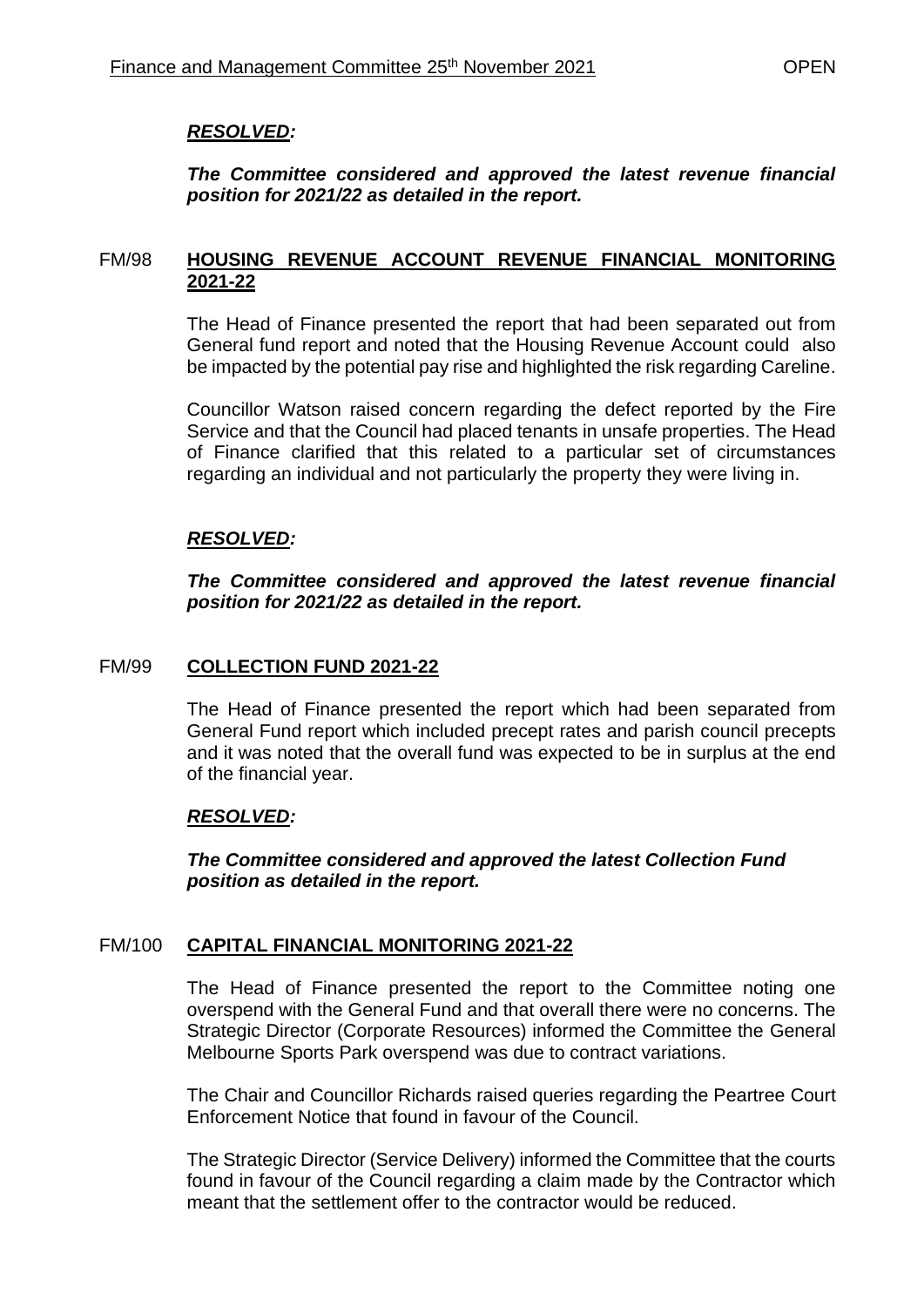***RESOLVED:***

***The Committee considered and approved the latest revenue financial position for 2021/22 as detailed in the report.***

## FM/98 HOUSING REVENUE ACCOUNT REVENUE FINANCIAL MONITORING 2021-22

The Head of Finance presented the report that had been separated out from General fund report and noted that the Housing Revenue Account could also be impacted by the potential pay rise and highlighted the risk regarding Careline.

Councillor Watson raised concern regarding the defect reported by the Fire Service and that the Council had placed tenants in unsafe properties. The Head of Finance clarified that this related to a particular set of circumstances regarding an individual and not particularly the property they were living in.

***RESOLVED:***

***The Committee considered and approved the latest revenue financial position for 2021/22 as detailed in the report.***

## FM/99 COLLECTION FUND 2021-22

The Head of Finance presented the report which had been separated from General Fund report which included precept rates and parish council precepts and it was noted that the overall fund was expected to be in surplus at the end of the financial year.

***RESOLVED:***

***The Committee considered and approved the latest Collection Fund position as detailed in the report.***

## FM/100 CAPITAL FINANCIAL MONITORING 2021-22

The Head of Finance presented the report to the Committee noting one overspend with the General Fund and that overall there were no concerns. The Strategic Director (Corporate Resources) informed the Committee the General Melbourne Sports Park overspend was due to contract variations.

The Chair and Councillor Richards raised queries regarding the Peartree Court Enforcement Notice that found in favour of the Council.

The Strategic Director (Service Delivery) informed the Committee that the courts found in favour of the Council regarding a claim made by the Contractor which meant that the settlement offer to the contractor would be reduced.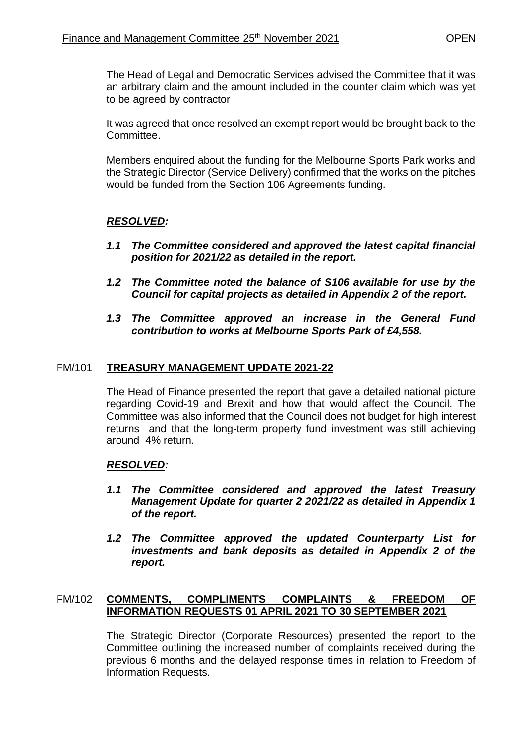The Head of Legal and Democratic Services advised the Committee that it was an arbitrary claim and the amount included in the counter claim which was yet to be agreed by contractor

It was agreed that once resolved an exempt report would be brought back to the Committee.

Members enquired about the funding for the Melbourne Sports Park works and the Strategic Director (Service Delivery) confirmed that the works on the pitches would be funded from the Section 106 Agreements funding.

***RESOLVED:***

***1.1 The Committee considered and approved the latest capital financial position for 2021/22 as detailed in the report.***

***1.2 The Committee noted the balance of S106 available for use by the Council for capital projects as detailed in Appendix 2 of the report.***

***1.3 The Committee approved an increase in the General Fund contribution to works at Melbourne Sports Park of £4,558.***

## FM/101 TREASURY MANAGEMENT UPDATE 2021-22

The Head of Finance presented the report that gave a detailed national picture regarding Covid-19 and Brexit and how that would affect the Council. The Committee was also informed that the Council does not budget for high interest returns and that the long-term property fund investment was still achieving around 4% return.

***RESOLVED:***

***1.1 The Committee considered and approved the latest Treasury Management Update for quarter 2 2021/22 as detailed in Appendix 1 of the report.***

***1.2 The Committee approved the updated Counterparty List for investments and bank deposits as detailed in Appendix 2 of the report.***

## FM/102 COMMENTS, COMPLIMENTS COMPLAINTS & FREEDOM OF INFORMATION REQUESTS 01 APRIL 2021 TO 30 SEPTEMBER 2021

The Strategic Director (Corporate Resources) presented the report to the Committee outlining the increased number of complaints received during the previous 6 months and the delayed response times in relation to Freedom of Information Requests.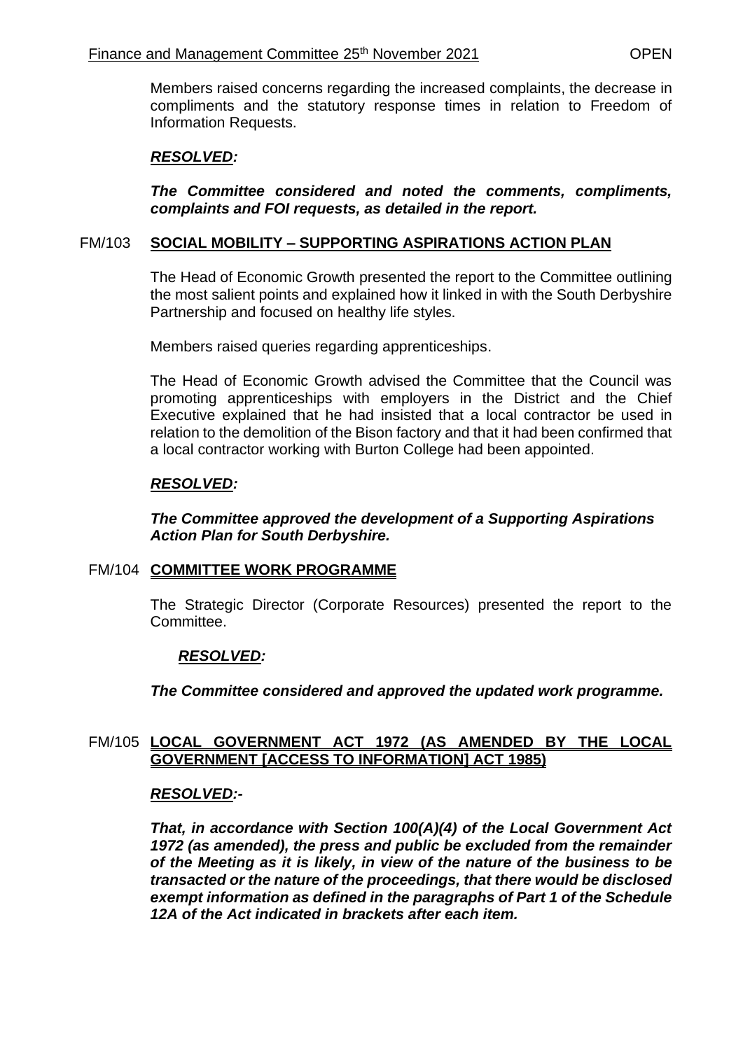Members raised concerns regarding the increased complaints, the decrease in compliments and the statutory response times in relation to Freedom of Information Requests.

***RESOLVED:***

***The Committee considered and noted the comments, compliments, complaints and FOI requests, as detailed in the report.***

## FM/103 SOCIAL MOBILITY – SUPPORTING ASPIRATIONS ACTION PLAN

The Head of Economic Growth presented the report to the Committee outlining the most salient points and explained how it linked in with the South Derbyshire Partnership and focused on healthy life styles.

Members raised queries regarding apprenticeships.

The Head of Economic Growth advised the Committee that the Council was promoting apprenticeships with employers in the District and the Chief Executive explained that he had insisted that a local contractor be used in relation to the demolition of the Bison factory and that it had been confirmed that a local contractor working with Burton College had been appointed.

***RESOLVED:***

***The Committee approved the development of a Supporting Aspirations Action Plan for South Derbyshire.***

## FM/104 COMMITTEE WORK PROGRAMME

The Strategic Director (Corporate Resources) presented the report to the Committee.

***RESOLVED:***

***The Committee considered and approved the updated work programme.***

## FM/105 LOCAL GOVERNMENT ACT 1972 (AS AMENDED BY THE LOCAL GOVERNMENT [ACCESS TO INFORMATION] ACT 1985)

***RESOLVED:-***

***That, in accordance with Section 100(A)(4) of the Local Government Act 1972 (as amended), the press and public be excluded from the remainder of the Meeting as it is likely, in view of the nature of the business to be transacted or the nature of the proceedings, that there would be disclosed exempt information as defined in the paragraphs of Part 1 of the Schedule 12A of the Act indicated in brackets after each item.***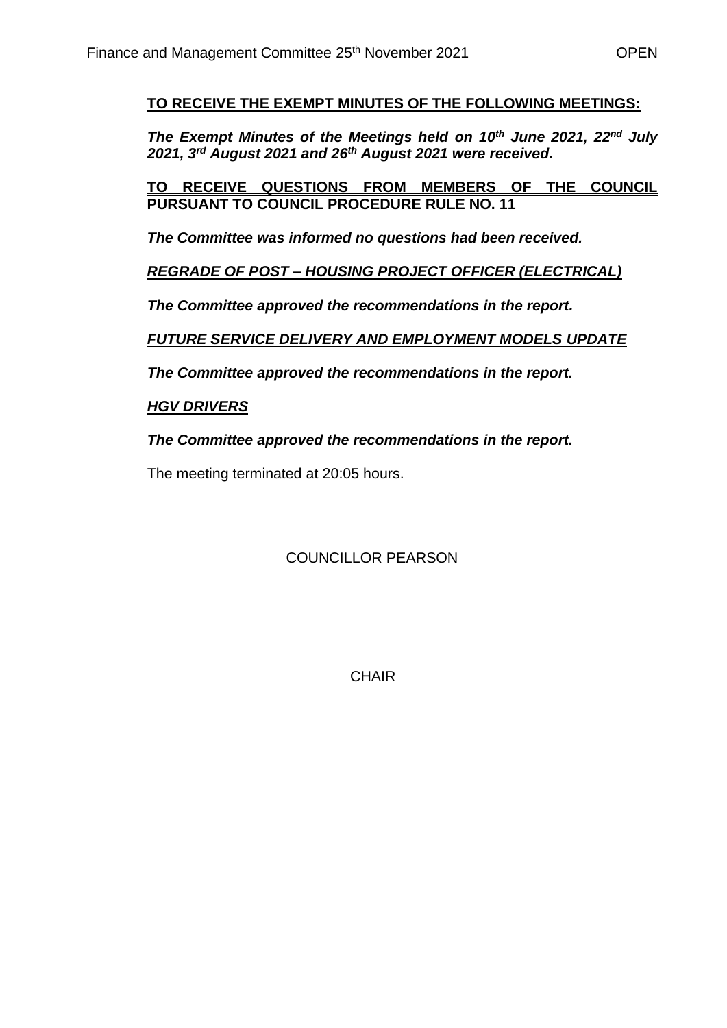**TO RECEIVE THE EXEMPT MINUTES OF THE FOLLOWING MEETINGS:**

***The Exempt Minutes of the Meetings held on 10th June 2021, 22nd July 2021, 3rd August 2021 and 26th August 2021 were received.***

**TO RECEIVE QUESTIONS FROM MEMBERS OF THE COUNCIL PURSUANT TO COUNCIL PROCEDURE RULE NO. 11**

***The Committee was informed no questions had been received.***

***REGRADE OF POST – HOUSING PROJECT OFFICER (ELECTRICAL)***

***The Committee approved the recommendations in the report.***

***FUTURE SERVICE DELIVERY AND EMPLOYMENT MODELS UPDATE***

***The Committee approved the recommendations in the report.***

***HGV DRIVERS***

***The Committee approved the recommendations in the report.***

The meeting terminated at 20:05 hours.

COUNCILLOR PEARSON

CHAIR